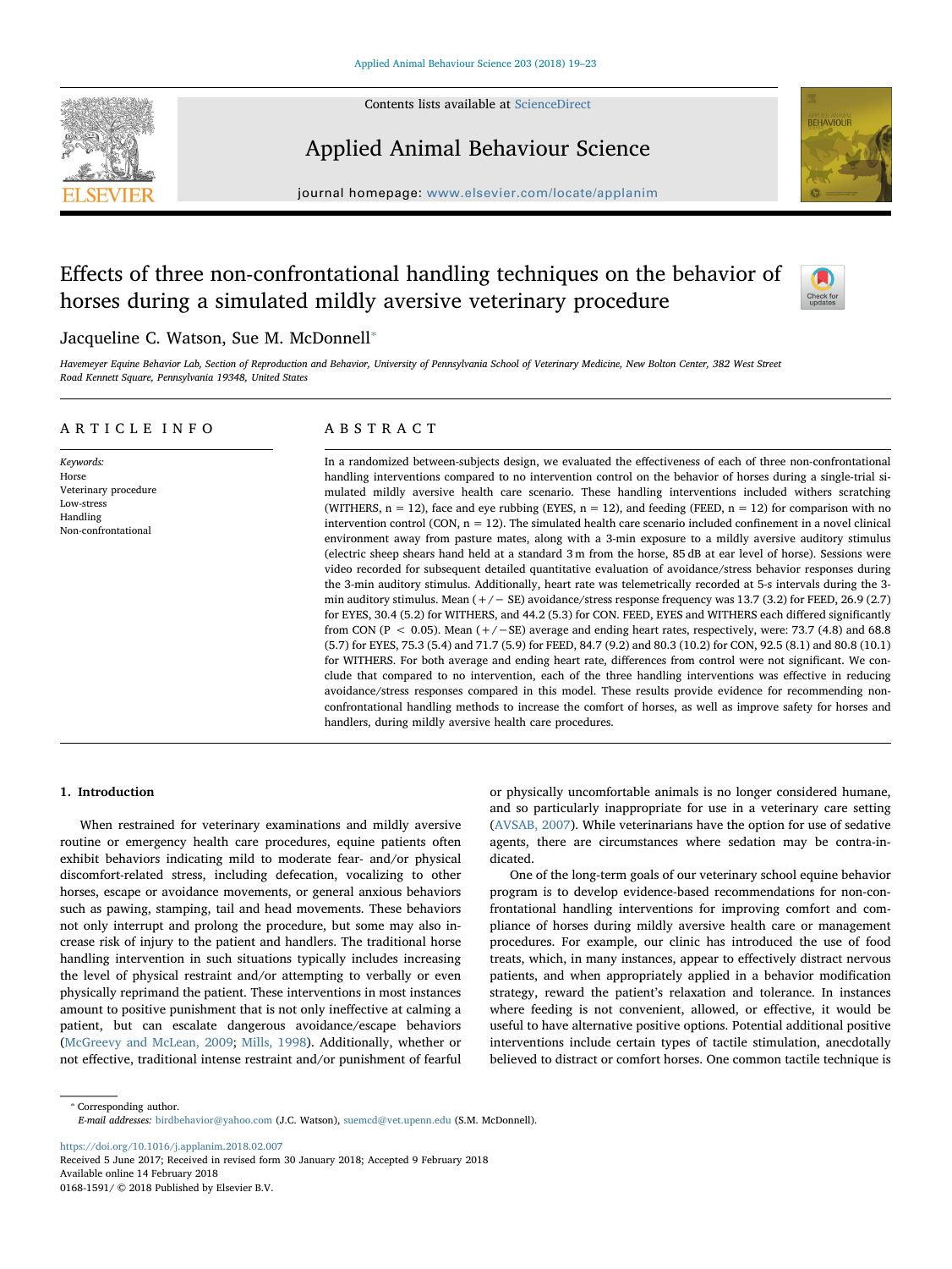Contents lists available at ScienceDirect

# Applied Animal Behaviour Science

journal homepage: www.elsevier.com/locate/applanim

# Effects of three non-confrontational handling techniques on the behavior of horses during a simulated mildly aversive veterinary procedure

Jacqueline C. Watson, Sue M. McDonnell*

*Havemeyer Equine Behavior Lab, Section of Reproduction and Behavior, University of Pennsylvania School of Veterinary Medicine, New Bolton Center, 382 West Street Road Kennett Square, Pennsylvania 19348, United States*

## ARTICLE INFO

*Keywords:*
Horse
Veterinary procedure
Low-stress
Handling
Non-confrontational

## ABSTRACT

In a randomized between-subjects design, we evaluated the effectiveness of each of three non-confrontational handling interventions compared to no intervention control on the behavior of horses during a single-trial simulated mildly aversive health care scenario. These handling interventions included withers scratching (WITHERS, n = 12), face and eye rubbing (EYES, n = 12), and feeding (FEED, n = 12) for comparison with no intervention control (CON, n = 12). The simulated health care scenario included confinement in a novel clinical environment away from pasture mates, along with a 3-min exposure to a mildly aversive auditory stimulus (electric sheep shears hand held at a standard 3 m from the horse, 85 dB at ear level of horse). Sessions were video recorded for subsequent detailed quantitative evaluation of avoidance/stress behavior responses during the 3-min auditory stimulus. Additionally, heart rate was telemetrically recorded at 5-s intervals during the 3-min auditory stimulus. Mean (+/− SE) avoidance/stress response frequency was 13.7 (3.2) for FEED, 26.9 (2.7) for EYES, 30.4 (5.2) for WITHERS, and 44.2 (5.3) for CON. FEED, EYES and WITHERS each differed significantly from CON ($P < 0.05$). Mean (+/−SE) average and ending heart rates, respectively, were: 73.7 (4.8) and 68.8 (5.7) for EYES, 75.3 (5.4) and 71.7 (5.9) for FEED, 84.7 (9.2) and 80.3 (10.2) for CON, 92.5 (8.1) and 80.8 (10.1) for WITHERS. For both average and ending heart rate, differences from control were not significant. We conclude that compared to no intervention, each of the three handling interventions was effective in reducing avoidance/stress responses compared in this model. These results provide evidence for recommending non-confrontational handling methods to increase the comfort of horses, as well as improve safety for horses and handlers, during mildly aversive health care procedures.

## 1. Introduction

When restrained for veterinary examinations and mildly aversive routine or emergency health care procedures, equine patients often exhibit behaviors indicating mild to moderate fear- and/or physical discomfort-related stress, including defecation, vocalizing to other horses, escape or avoidance movements, or general anxious behaviors such as pawing, stamping, tail and head movements. These behaviors not only interrupt and prolong the procedure, but some may also increase risk of injury to the patient and handlers. The traditional horse handling intervention in such situations typically includes increasing the level of physical restraint and/or attempting to verbally or even physically reprimand the patient. These interventions in most instances amount to positive punishment that is not only ineffective at calming a patient, but can escalate dangerous avoidance/escape behaviors (McGreevy and McLean, 2009; Mills, 1998). Additionally, whether or not effective, traditional intense restraint and/or punishment of fearful or physically uncomfortable animals is no longer considered humane, and so particularly inappropriate for use in a veterinary care setting (AVSAB, 2007). While veterinarians have the option for use of sedative agents, there are circumstances where sedation may be contra-indicated.

One of the long-term goals of our veterinary school equine behavior program is to develop evidence-based recommendations for non-confrontational handling interventions for improving comfort and compliance of horses during mildly aversive health care or management procedures. For example, our clinic has introduced the use of food treats, which, in many instances, appear to effectively distract nervous patients, and when appropriately applied in a behavior modification strategy, reward the patient's relaxation and tolerance. In instances where feeding is not convenient, allowed, or effective, it would be useful to have alternative positive options. Potential additional positive interventions include certain types of tactile stimulation, anecdotally believed to distract or comfort horses. One common tactile technique is

---

* Corresponding author.
*E-mail addresses:* birdbehavior@yahoo.com (J.C. Watson), suemcd@vet.upenn.edu (S.M. McDonnell).

https://doi.org/10.1016/j.applanim.2018.02.007
Received 5 June 2017; Received in revised form 30 January 2018; Accepted 9 February 2018
Available online 14 February 2018
0168-1591/ © 2018 Published by Elsevier B.V.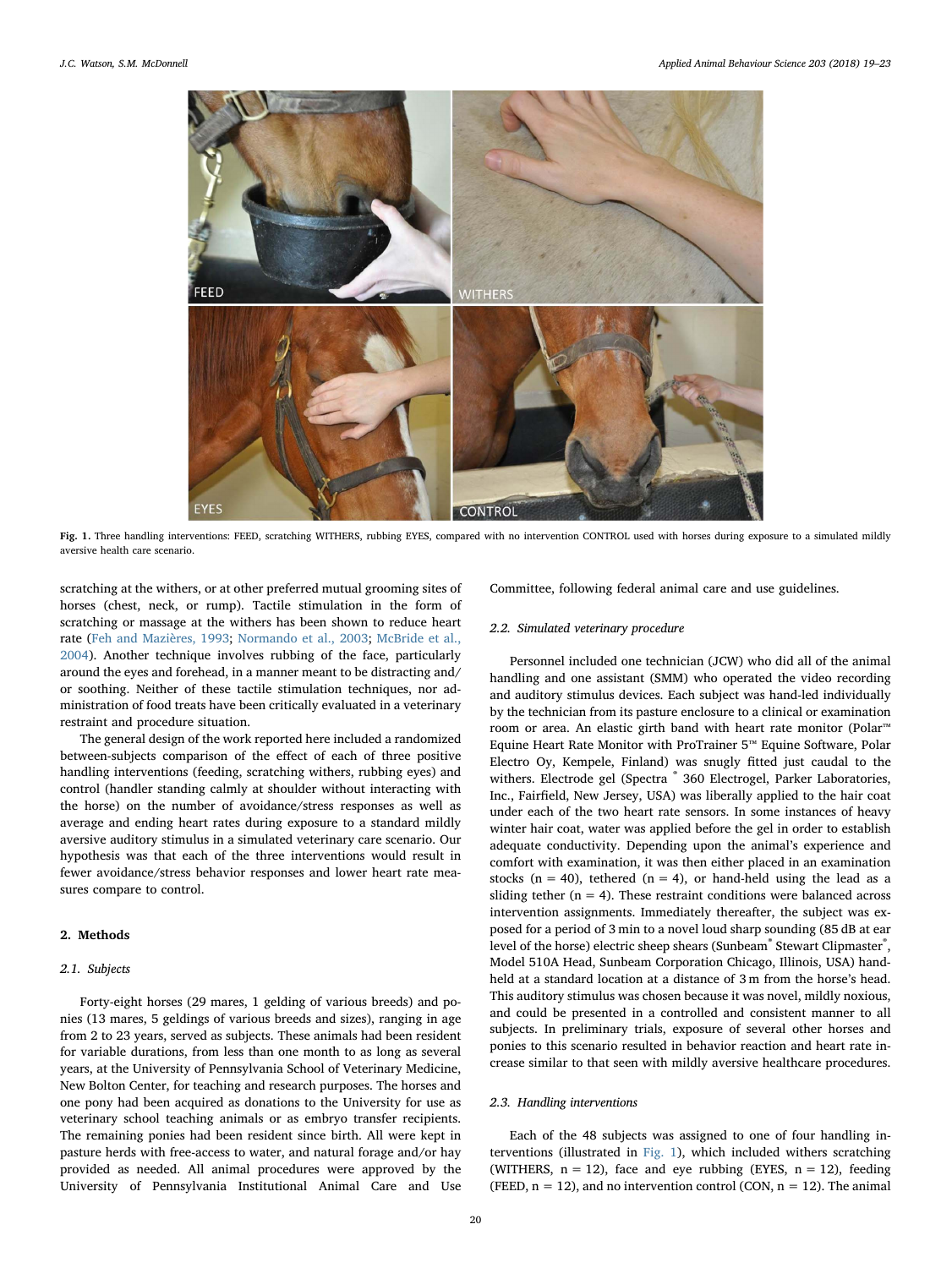Fig. 1. Three handling interventions: FEED, scratching WITHERS, rubbing EYES, compared with no intervention CONTROL used with horses during exposure to a simulated mildly aversive health care scenario.

scratching at the withers, or at other preferred mutual grooming sites of horses (chest, neck, or rump). Tactile stimulation in the form of scratching or massage at the withers has been shown to reduce heart rate (Feh and Mazières, 1993; Normando et al., 2003; McBride et al., 2004). Another technique involves rubbing of the face, particularly around the eyes and forehead, in a manner meant to be distracting and/or soothing. Neither of these tactile stimulation techniques, nor administration of food treats have been critically evaluated in a veterinary restraint and procedure situation.

The general design of the work reported here included a randomized between-subjects comparison of the effect of each of three positive handling interventions (feeding, scratching withers, rubbing eyes) and control (handler standing calmly at shoulder without interacting with the horse) on the number of avoidance/stress responses as well as average and ending heart rates during exposure to a standard mildly aversive auditory stimulus in a simulated veterinary care scenario. Our hypothesis was that each of the three interventions would result in fewer avoidance/stress behavior responses and lower heart rate measures compare to control.

## 2. Methods

### 2.1. Subjects

Forty-eight horses (29 mares, 1 gelding of various breeds) and ponies (13 mares, 5 geldings of various breeds and sizes), ranging in age from 2 to 23 years, served as subjects. These animals had been resident for variable durations, from less than one month to as long as several years, at the University of Pennsylvania School of Veterinary Medicine, New Bolton Center, for teaching and research purposes. The horses and one pony had been acquired as donations to the University for use as veterinary school teaching animals or as embryo transfer recipients. The remaining ponies had been resident since birth. All were kept in pasture herds with free-access to water, and natural forage and/or hay provided as needed. All animal procedures were approved by the University of Pennsylvania Institutional Animal Care and Use Committee, following federal animal care and use guidelines.

### 2.2. Simulated veterinary procedure

Personnel included one technician (JCW) who did all of the animal handling and one assistant (SMM) who operated the video recording and auditory stimulus devices. Each subject was hand-led individually by the technician from its pasture enclosure to a clinical or examination room or area. An elastic girth band with heart rate monitor (Polar™ Equine Heart Rate Monitor with ProTrainer 5™ Equine Software, Polar Electro Oy, Kempele, Finland) was snugly fitted just caudal to the withers. Electrode gel (Spectra ® 360 Electrogel, Parker Laboratories, Inc., Fairfield, New Jersey, USA) was liberally applied to the hair coat under each of the two heart rate sensors. In some instances of heavy winter hair coat, water was applied before the gel in order to establish adequate conductivity. Depending upon the animal's experience and comfort with examination, it was then either placed in an examination stocks (n = 40), tethered (n = 4), or hand-held using the lead as a sliding tether (n = 4). These restraint conditions were balanced across intervention assignments. Immediately thereafter, the subject was exposed for a period of 3 min to a novel loud sharp sounding (85 dB at ear level of the horse) electric sheep shears (Sunbeam® Stewart Clipmaster®, Model 510A Head, Sunbeam Corporation Chicago, Illinois, USA) hand-held at a standard location at a distance of 3 m from the horse's head. This auditory stimulus was chosen because it was novel, mildly noxious, and could be presented in a controlled and consistent manner to all subjects. In preliminary trials, exposure of several other horses and ponies to this scenario resulted in behavior reaction and heart rate increase similar to that seen with mildly aversive healthcare procedures.

### 2.3. Handling interventions

Each of the 48 subjects was assigned to one of four handling interventions (illustrated in Fig. 1), which included withers scratching (WITHERS, n = 12), face and eye rubbing (EYES, n = 12), feeding (FEED, n = 12), and no intervention control (CON, n = 12). The animal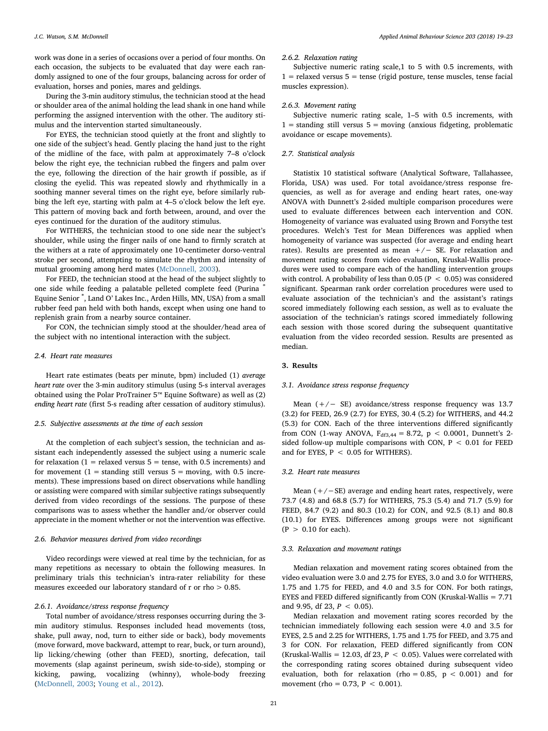work was done in a series of occasions over a period of four months. On each occasion, the subjects to be evaluated that day were each randomly assigned to one of the four groups, balancing across for order of evaluation, horses and ponies, mares and geldings.

During the 3-min auditory stimulus, the technician stood at the head or shoulder area of the animal holding the lead shank in one hand while performing the assigned intervention with the other. The auditory stimulus and the intervention started simultaneously.

For EYES, the technician stood quietly at the front and slightly to one side of the subject's head. Gently placing the hand just to the right of the midline of the face, with palm at approximately 7–8 o'clock below the right eye, the technician rubbed the fingers and palm over the eye, following the direction of the hair growth if possible, as if closing the eyelid. This was repeated slowly and rhythmically in a soothing manner several times on the right eye, before similarly rubbing the left eye, starting with palm at 4–5 o'clock below the left eye. This pattern of moving back and forth between, around, and over the eyes continued for the duration of the auditory stimulus.

For WITHERS, the technician stood to one side near the subject's shoulder, while using the finger nails of one hand to firmly scratch at the withers at a rate of approximately one 10-centimeter dorso-ventral stroke per second, attempting to simulate the rhythm and intensity of mutual grooming among herd mates (McDonnell, 2003).

For FEED, the technician stood at the head of the subject slightly to one side while feeding a palatable pelleted complete feed (Purina ® Equine Senior ®, Land O' Lakes Inc., Arden Hills, MN, USA) from a small rubber feed pan held with both hands, except when using one hand to replenish grain from a nearby source container.

For CON, the technician simply stood at the shoulder/head area of the subject with no intentional interaction with the subject.

### 2.4. Heart rate measures

Heart rate estimates (beats per minute, bpm) included (1) *average heart rate* over the 3-min auditory stimulus (using 5-s interval averages obtained using the Polar ProTrainer 5™ Equine Software) as well as (2) *ending heart rate* (first 5-s reading after cessation of auditory stimulus).

### 2.5. Subjective assessments at the time of each session

At the completion of each subject's session, the technician and assistant each independently assessed the subject using a numeric scale for relaxation (1 = relaxed versus 5 = tense, with 0.5 increments) and for movement (1 = standing still versus 5 = moving, with 0.5 increments). These impressions based on direct observations while handling or assisting were compared with similar subjective ratings subsequently derived from video recordings of the sessions. The purpose of these comparisons was to assess whether the handler and/or observer could appreciate in the moment whether or not the intervention was effective.

### 2.6. Behavior measures derived from video recordings

Video recordings were viewed at real time by the technician, for as many repetitions as necessary to obtain the following measures. In preliminary trials this technician's intra-rater reliability for these measures exceeded our laboratory standard of r or rho > 0.85.

#### 2.6.1. Avoidance/stress response frequency

Total number of avoidance/stress responses occurring during the 3-min auditory stimulus. Responses included head movements (toss, shake, pull away, nod, turn to either side or back), body movements (move forward, move backward, attempt to rear, buck, or turn around), lip licking/chewing (other than FEED), snorting, defecation, tail movements (slap against perineum, swish side-to-side), stomping or kicking, pawing, vocalizing (whinny), whole-body freezing (McDonnell, 2003; Young et al., 2012).

#### 2.6.2. Relaxation rating

Subjective numeric rating scale,1 to 5 with 0.5 increments, with 1 = relaxed versus 5 = tense (rigid posture, tense muscles, tense facial muscles expression).

#### 2.6.3. Movement rating

Subjective numeric rating scale, 1–5 with 0.5 increments, with 1 = standing still versus 5 = moving (anxious fidgeting, problematic avoidance or escape movements).

### 2.7. Statistical analysis

Statistix 10 statistical software (Analytical Software, Tallahassee, Florida, USA) was used. For total avoidance/stress response frequencies, as well as for average and ending heart rates, one-way ANOVA with Dunnett's 2-sided multiple comparison procedures were used to evaluate differences between each intervention and CON. Homogeneity of variance was evaluated using Brown and Forsythe test procedures. Welch's Test for Mean Differences was applied when homogeneity of variance was suspected (for average and ending heart rates). Results are presented as mean +/− SE. For relaxation and movement rating scores from video evaluation, Kruskal-Wallis procedures were used to compare each of the handling intervention groups with control. A probability of less than 0.05 ($P < 0.05$) was considered significant. Spearman rank order correlation procedures were used to evaluate association of the technician's and the assistant's ratings scored immediately following each session, as well as to evaluate the association of the technician's ratings scored immediately following each session with those scored during the subsequent quantitative evaluation from the video recorded session. Results are presented as median.

## 3. Results

### 3.1. Avoidance stress response frequency

Mean (+/− SE) avoidance/stress response frequency was 13.7 (3.2) for FEED, 26.9 (2.7) for EYES, 30.4 (5.2) for WITHERS, and 44.2 (5.3) for CON. Each of the three interventions differed significantly from CON (1-way ANOVA, $F_{df3,44} = 8.72$, $p < 0.0001$, Dunnett's 2-sided follow-up multiple comparisons with CON, $P < 0.01$ for FEED and for EYES, $P < 0.05$ for WITHERS).

### 3.2. Heart rate measures

Mean (+/−SE) average and ending heart rates, respectively, were 73.7 (4.8) and 68.8 (5.7) for WITHERS, 75.3 (5.4) and 71.7 (5.9) for FEED, 84.7 (9.2) and 80.3 (10.2) for CON, and 92.5 (8.1) and 80.8 (10.1) for EYES. Differences among groups were not significant ($P > 0.10$ for each).

### 3.3. Relaxation and movement ratings

Median relaxation and movement rating scores obtained from the video evaluation were 3.0 and 2.75 for EYES, 3.0 and 3.0 for WITHERS, 1.75 and 1.75 for FEED, and 4.0 and 3.5 for CON. For both ratings, EYES and FEED differed significantly from CON (Kruskal-Wallis = 7.71 and 9.95, df 23, $P < 0.05$).

Median relaxation and movement rating scores recorded by the technician immediately following each session were 4.0 and 3.5 for EYES, 2.5 and 2.25 for WITHERS, 1.75 and 1.75 for FEED, and 3.75 and 3 for CON. For relaxation, FEED differed significantly from CON (Kruskal-Wallis = 12.03, df 23, $P < 0.05$). Values were correlated with the corresponding rating scores obtained during subsequent video evaluation, both for relaxation (rho = 0.85, $p < 0.001$) and for movement (rho = 0.73, $P < 0.001$).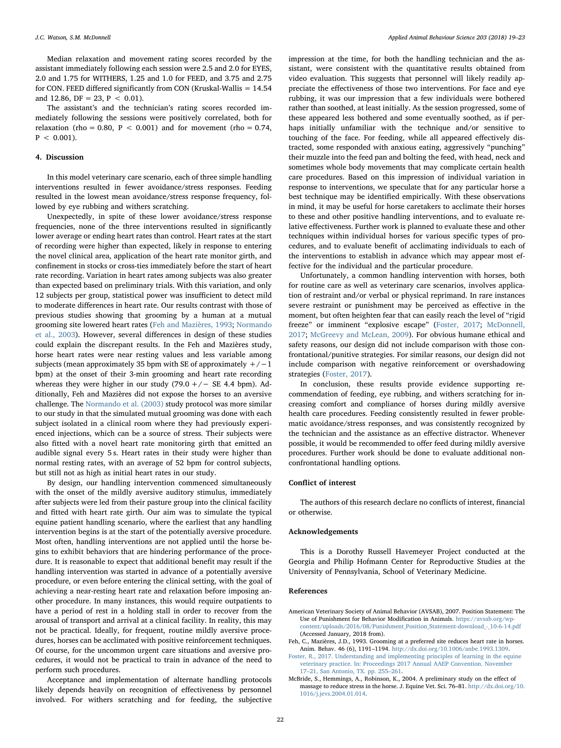Median relaxation and movement rating scores recorded by the assistant immediately following each session were 2.5 and 2.0 for EYES, 2.0 and 1.75 for WITHERS, 1.25 and 1.0 for FEED, and 3.75 and 2.75 for CON. FEED differed significantly from CON (Kruskal-Wallis = 14.54 and 12.86, DF = 23, $P < 0.01$).

The assistant's and the technician's rating scores recorded immediately following the sessions were positively correlated, both for relaxation (rho = 0.80, $P < 0.001$) and for movement (rho = 0.74, $P < 0.001$).

## 4. Discussion

In this model veterinary care scenario, each of three simple handling interventions resulted in fewer avoidance/stress responses. Feeding resulted in the lowest mean avoidance/stress response frequency, followed by eye rubbing and withers scratching.

Unexpectedly, in spite of these lower avoidance/stress response frequencies, none of the three interventions resulted in significantly lower average or ending heart rates than control. Heart rates at the start of recording were higher than expected, likely in response to entering the novel clinical area, application of the heart rate monitor girth, and confinement in stocks or cross-ties immediately before the start of heart rate recording. Variation in heart rates among subjects was also greater than expected based on preliminary trials. With this variation, and only 12 subjects per group, statistical power was insufficient to detect mild to moderate differences in heart rate. Our results contrast with those of previous studies showing that grooming by a human at a mutual grooming site lowered heart rates (Feh and Mazières, 1993; Normando et al., 2003). However, several differences in design of these studies could explain the discrepant results. In the Feh and Mazières study, horse heart rates were near resting values and less variable among subjects (mean approximately 35 bpm with SE of approximately +/−1 bpm) at the onset of their 3-min grooming and heart rate recording whereas they were higher in our study (79.0 +/− SE 4.4 bpm). Additionally, Feh and Mazières did not expose the horses to an aversive challenge. The Normando et al. (2003) study protocol was more similar to our study in that the simulated mutual grooming was done with each subject isolated in a clinical room where they had previously experienced injections, which can be a source of stress. Their subjects were also fitted with a novel heart rate monitoring girth that emitted an audible signal every 5 s. Heart rates in their study were higher than normal resting rates, with an average of 52 bpm for control subjects, but still not as high as initial heart rates in our study.

By design, our handling intervention commenced simultaneously with the onset of the mildly aversive auditory stimulus, immediately after subjects were led from their pasture group into the clinical facility and fitted with heart rate girth. Our aim was to simulate the typical equine patient handling scenario, where the earliest that any handling intervention begins is at the start of the potentially aversive procedure. Most often, handling interventions are not applied until the horse begins to exhibit behaviors that are hindering performance of the procedure. It is reasonable to expect that additional benefit may result if the handling intervention was started in advance of a potentially aversive procedure, or even before entering the clinical setting, with the goal of achieving a near-resting heart rate and relaxation before imposing another procedure. In many instances, this would require outpatients to have a period of rest in a holding stall in order to recover from the arousal of transport and arrival at a clinical facility. In reality, this may not be practical. Ideally, for frequent, routine mildly aversive procedures, horses can be acclimated with positive reinforcement techniques. Of course, for the uncommon urgent care situations and aversive procedures, it would not be practical to train in advance of the need to perform such procedures.

Acceptance and implementation of alternate handling protocols likely depends heavily on recognition of effectiveness by personnel involved. For withers scratching and for feeding, the subjective impression at the time, for both the handling technician and the assistant, were consistent with the quantitative results obtained from video evaluation. This suggests that personnel will likely readily appreciate the effectiveness of those two interventions. For face and eye rubbing, it was our impression that a few individuals were bothered rather than soothed, at least initially. As the session progressed, some of these appeared less bothered and some eventually soothed, as if perhaps initially unfamiliar with the technique and/or sensitive to touching of the face. For feeding, while all appeared effectively distracted, some responded with anxious eating, aggressively "punching" their muzzle into the feed pan and bolting the feed, with head, neck and sometimes whole body movements that may complicate certain health care procedures. Based on this impression of individual variation in response to interventions, we speculate that for any particular horse a best technique may be identified empirically. With these observations in mind, it may be useful for horse caretakers to acclimate their horses to these and other positive handling interventions, and to evaluate relative effectiveness. Further work is planned to evaluate these and other techniques within individual horses for various specific types of procedures, and to evaluate benefit of acclimating individuals to each of the interventions to establish in advance which may appear most effective for the individual and the particular procedure.

Unfortunately, a common handling intervention with horses, both for routine care as well as veterinary care scenarios, involves application of restraint and/or verbal or physical reprimand. In rare instances severe restraint or punishment may be perceived as effective in the moment, but often heighten fear that can easily reach the level of "rigid freeze" or imminent "explosive escape" (Foster, 2017; McDonnell, 2017; McGreevy and McLean, 2009). For obvious humane ethical and safety reasons, our design did not include comparison with those confrontational/punitive strategies. For similar reasons, our design did not include comparison with negative reinforcement or overshadowing strategies (Foster, 2017).

In conclusion, these results provide evidence supporting recommendation of feeding, eye rubbing, and withers scratching for increasing comfort and compliance of horses during mildly aversive health care procedures. Feeding consistently resulted in fewer problematic avoidance/stress responses, and was consistently recognized by the technician and the assistance as an effective distractor. Whenever possible, it would be recommended to offer feed during mildly aversive procedures. Further work should be done to evaluate additional non-confrontational handling options.

## Conflict of interest

The authors of this research declare no conflicts of interest, financial or otherwise.

## Acknowledgements

This is a Dorothy Russell Havemeyer Project conducted at the Georgia and Philip Hofmann Center for Reproductive Studies at the University of Pennsylvania, School of Veterinary Medicine.

## References

- American Veterinary Society of Animal Behavior (AVSAB), 2007. Position Statement: The Use of Punishment for Behavior Modification in Animals. https://avsab.org/wp-content/uploads/2016/08/Punishment_Position_Statement-download_-_10-6-14.pdf (Accessed January, 2018 from).
- Feh, C., Mazières, J.D., 1993. Grooming at a preferred site reduces heart rate in horses. Anim. Behav. 46 (6), 1191–1194. http://dx.doi.org/10.1006/anbe.1993.1309.
- Foster, R., 2017. Understanding and implementing principles of learning in the equine veterinary practice. In: Proceedings 2017 Annual AAEP Convention. November 17–21, San Antonio, TX. pp. 255–261.
- McBride, S., Hemmings, A., Robinson, K., 2004. A preliminary study on the effect of massage to reduce stress in the horse. J. Equine Vet. Sci. 76–81. http://dx.doi.org/10.1016/j.jevs.2004.01.014.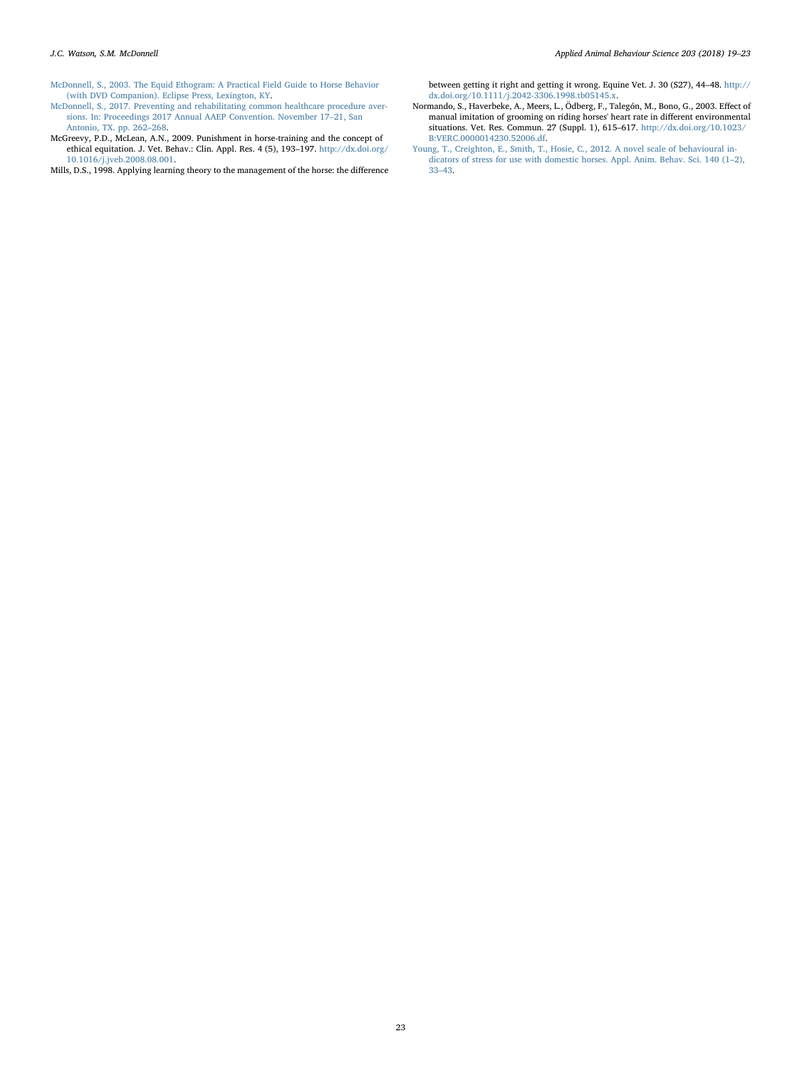McDonnell, S., 2003. The Equid Ethogram: A Practical Field Guide to Horse Behavior (with DVD Companion). Eclipse Press, Lexington, KY.

McDonnell, S., 2017. Preventing and rehabilitating common healthcare procedure aversions. In: Proceedings 2017 Annual AAEP Convention. November 17–21, San Antonio, TX. pp. 262–268.

McGreevy, P.D., McLean, A.N., 2009. Punishment in horse-training and the concept of ethical equitation. J. Vet. Behav.: Clin. Appl. Res. 4 (5), 193–197. http://dx.doi.org/10.1016/j.jveb.2008.08.001.

Mills, D.S., 1998. Applying learning theory to the management of the horse: the difference between getting it right and getting it wrong. Equine Vet. J. 30 (S27), 44–48. http://dx.doi.org/10.1111/j.2042-3306.1998.tb05145.x.

Normando, S., Haverbeke, A., Meers, L., Ödberg, F., Talegón, M., Bono, G., 2003. Effect of manual imitation of grooming on riding horses' heart rate in different environmental situations. Vet. Res. Commun. 27 (Suppl. 1), 615–617. http://dx.doi.org/10.1023/B:VERC.0000014230.52006.df.

Young, T., Creighton, E., Smith, T., Hosie, C., 2012. A novel scale of behavioural indicators of stress for use with domestic horses. Appl. Anim. Behav. Sci. 140 (1–2), 33–43.